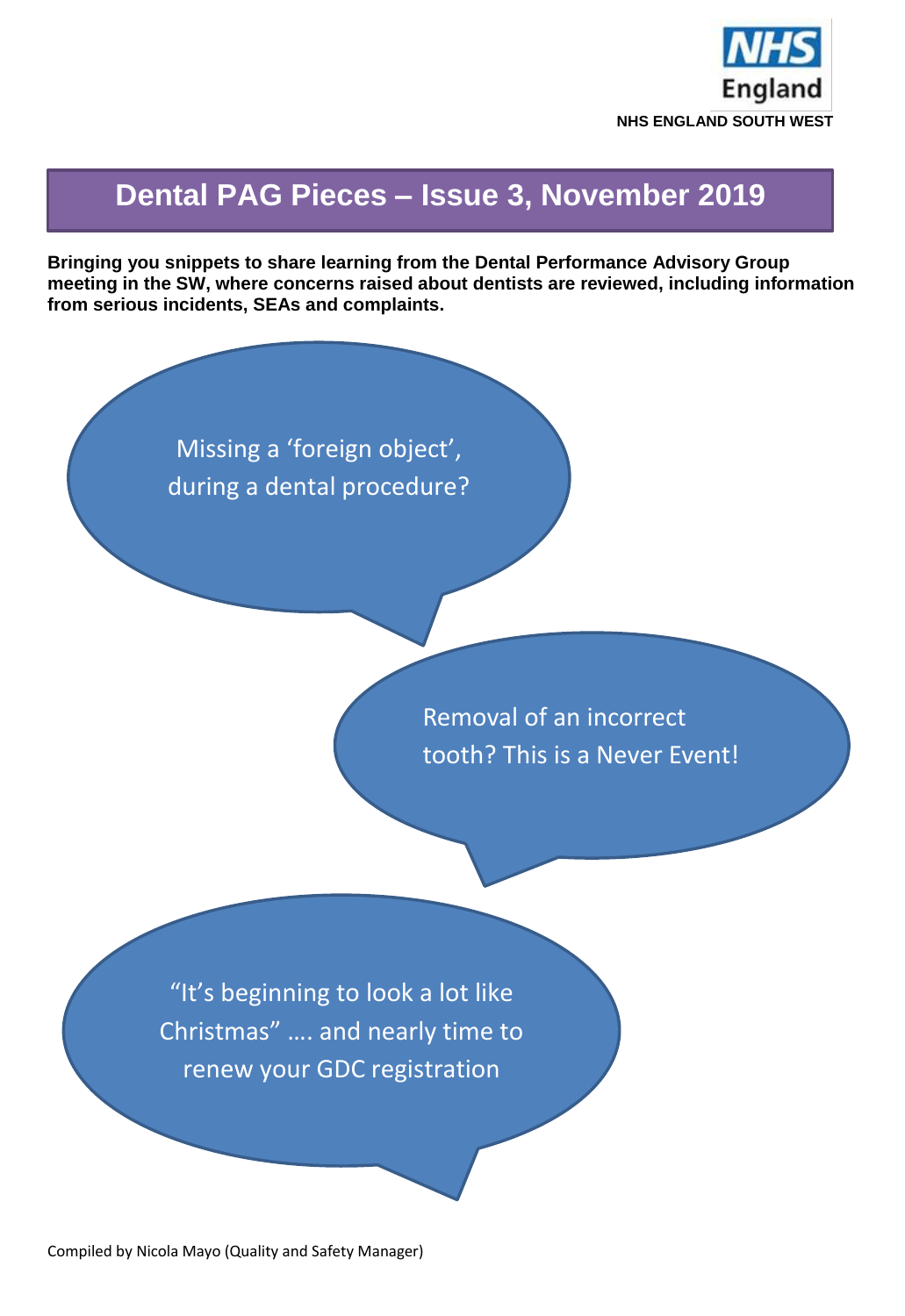NHS England

NHS ENGLAND SOUTH WEST

# Dental PAG Pieces – Issue 3, November 2019

**Bringing you snippets to share learning from the Dental Performance Advisory Group meeting in the SW, where concerns raised about dentists are reviewed, including information from serious incidents, SEAs and complaints.**

Missing a 'foreign object', during a dental procedure?

Removal of an incorrect tooth? This is a Never Event!

"It's beginning to look a lot like Christmas" …. and nearly time to renew your GDC registration

Compiled by Nicola Mayo (Quality and Safety Manager)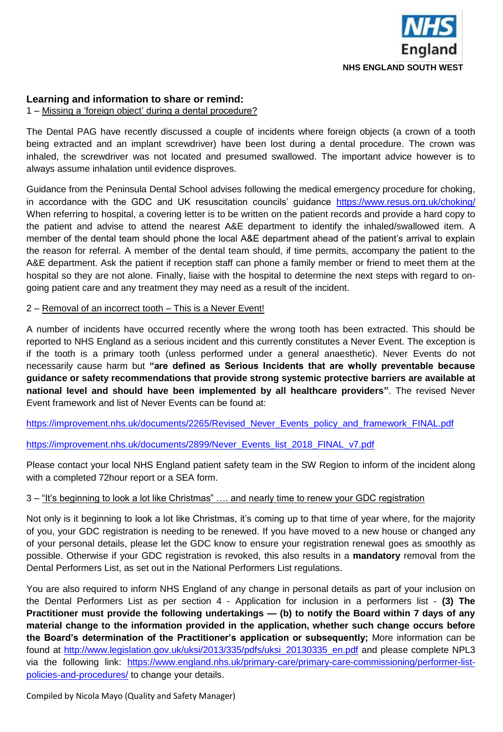NHS England

NHS ENGLAND SOUTH WEST

## Learning and information to share or remind:

1 – Missing a 'foreign object' during a dental procedure?

The Dental PAG have recently discussed a couple of incidents where foreign objects (a crown of a tooth being extracted and an implant screwdriver) have been lost during a dental procedure. The crown was inhaled, the screwdriver was not located and presumed swallowed. The important advice however is to always assume inhalation until evidence disproves.

Guidance from the Peninsula Dental School advises following the medical emergency procedure for choking, in accordance with the GDC and UK resuscitation councils' guidance https://www.resus.org.uk/choking/ When referring to hospital, a covering letter is to be written on the patient records and provide a hard copy to the patient and advise to attend the nearest A&E department to identify the inhaled/swallowed item. A member of the dental team should phone the local A&E department ahead of the patient's arrival to explain the reason for referral. A member of the dental team should, if time permits, accompany the patient to the A&E department. Ask the patient if reception staff can phone a family member or friend to meet them at the hospital so they are not alone. Finally, liaise with the hospital to determine the next steps with regard to on-going patient care and any treatment they may need as a result of the incident.

2 – Removal of an incorrect tooth – This is a Never Event!

A number of incidents have occurred recently where the wrong tooth has been extracted. This should be reported to NHS England as a serious incident and this currently constitutes a Never Event. The exception is if the tooth is a primary tooth (unless performed under a general anaesthetic). Never Events do not necessarily cause harm but **"are defined as Serious Incidents that are wholly preventable because guidance or safety recommendations that provide strong systemic protective barriers are available at national level and should have been implemented by all healthcare providers"**. The revised Never Event framework and list of Never Events can be found at:

https://improvement.nhs.uk/documents/2265/Revised_Never_Events_policy_and_framework_FINAL.pdf

https://improvement.nhs.uk/documents/2899/Never_Events_list_2018_FINAL_v7.pdf

Please contact your local NHS England patient safety team in the SW Region to inform of the incident along with a completed 72hour report or a SEA form.

3 – "It's beginning to look a lot like Christmas" …. and nearly time to renew your GDC registration

Not only is it beginning to look a lot like Christmas, it's coming up to that time of year where, for the majority of you, your GDC registration is needing to be renewed. If you have moved to a new house or changed any of your personal details, please let the GDC know to ensure your registration renewal goes as smoothly as possible. Otherwise if your GDC registration is revoked, this also results in a **mandatory** removal from the Dental Performers List, as set out in the National Performers List regulations.

You are also required to inform NHS England of any change in personal details as part of your inclusion on the Dental Performers List as per section 4 - Application for inclusion in a performers list - **(3) The Practitioner must provide the following undertakings — (b) to notify the Board within 7 days of any material change to the information provided in the application, whether such change occurs before the Board's determination of the Practitioner's application or subsequently;** More information can be found at http://www.legislation.gov.uk/uksi/2013/335/pdfs/uksi_20130335_en.pdf and please complete NPL3 via the following link: https://www.england.nhs.uk/primary-care/primary-care-commissioning/performer-list-policies-and-procedures/ to change your details.

Compiled by Nicola Mayo (Quality and Safety Manager)